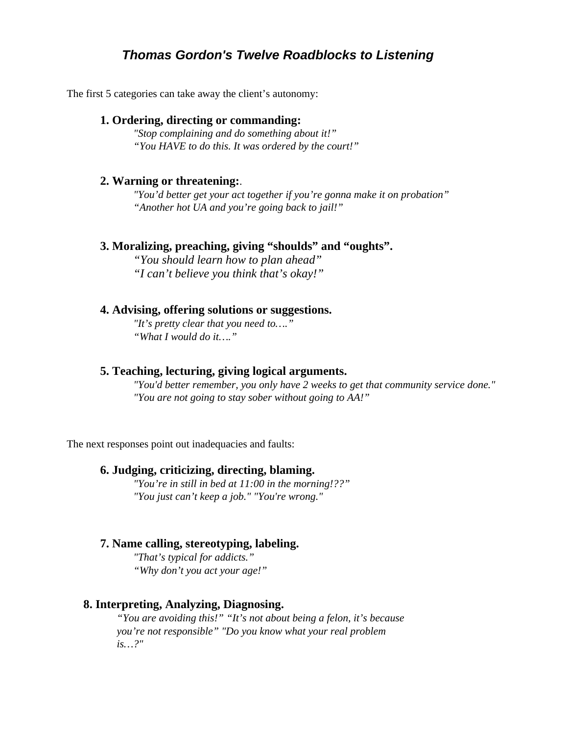# *Thomas Gordon's Twelve Roadblocks to Listening*

The first 5 categories can take away the client's autonomy:

**1. Ordering, directing or commanding:**

*"Stop complaining and do something about it!"*
*"You HAVE to do this. It was ordered by the court!"*

**2. Warning or threatening:**.

*"You'd better get your act together if you're gonna make it on probation"*
*"Another hot UA and you're going back to jail!"*

**3. Moralizing, preaching, giving "shoulds" and "oughts".**

*"You should learn how to plan ahead"*
*"I can't believe you think that's okay!"*

**4. Advising, offering solutions or suggestions.**

*"It's pretty clear that you need to…."*
*"What I would do it…."*

**5. Teaching, lecturing, giving logical arguments.**

*"You'd better remember, you only have 2 weeks to get that community service done."*
*"You are not going to stay sober without going to AA!"*

The next responses point out inadequacies and faults:

**6. Judging, criticizing, directing, blaming.**

*"You're in still in bed at 11:00 in the morning!??"*
*"You just can't keep a job." "You're wrong."*

**7. Name calling, stereotyping, labeling.**

*"That's typical for addicts."*
*"Why don't you act your age!"*

**8. Interpreting, Analyzing, Diagnosing.**

*"You are avoiding this!" "It's not about being a felon, it's because you're not responsible" "Do you know what your real problem is…?"*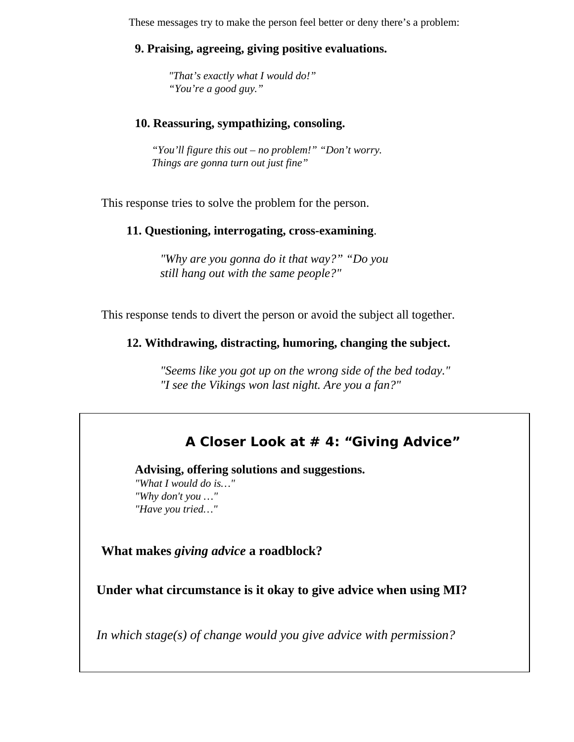These messages try to make the person feel better or deny there's a problem:

**9. Praising, agreeing, giving positive evaluations.**

*"That's exactly what I would do!"*
*"You're a good guy."*

**10. Reassuring, sympathizing, consoling.**

*"You'll figure this out – no problem!" "Don't worry. Things are gonna turn out just fine"*

This response tries to solve the problem for the person.

**11. Questioning, interrogating, cross-examining**.

*"Why are you gonna do it that way?" "Do you still hang out with the same people?"*

This response tends to divert the person or avoid the subject all together.

**12. Withdrawing, distracting, humoring, changing the subject.**

*"Seems like you got up on the wrong side of the bed today."*
*"I see the Vikings won last night. Are you a fan?"*

## A Closer Look at # 4: "Giving Advice"

**Advising, offering solutions and suggestions.**
*"What I would do is…"*
*"Why don't you …"*
*"Have you tried…"*

**What makes *giving advice* a roadblock?**

**Under what circumstance is it okay to give advice when using MI?**

*In which stage(s) of change would you give advice with permission?*